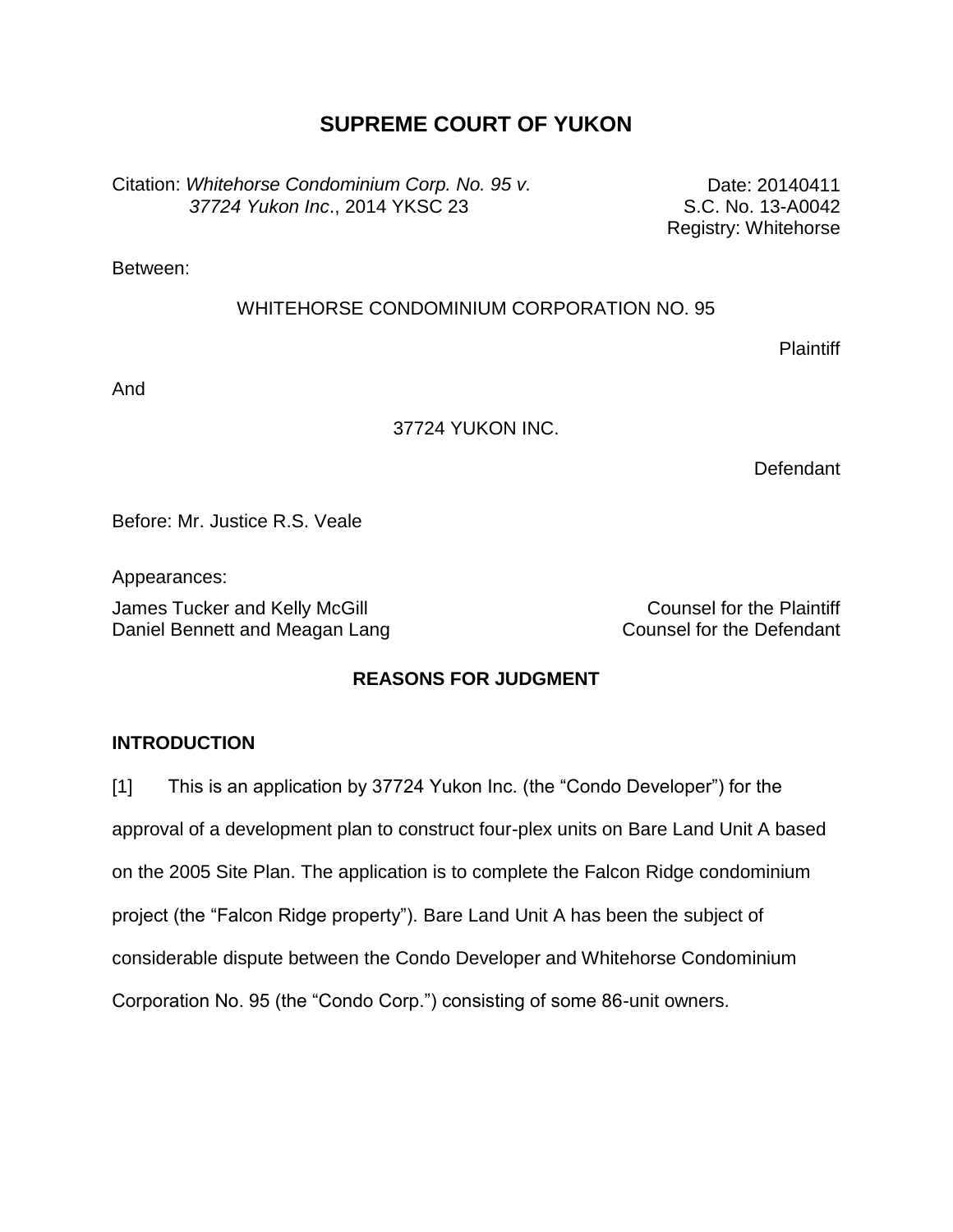# SUPREME COURT OF YUKON

Citation: *Whitehorse Condominium Corp. No. 95 v. 37724 Yukon Inc*., 2014 YKSC 23

Date: 20140411
S.C. No. 13-A0042
Registry: Whitehorse

Between:

WHITEHORSE CONDOMINIUM CORPORATION NO. 95

Plaintiff

And

37724 YUKON INC.

Defendant

Before: Mr. Justice R.S. Veale

Appearances:

| | |
|---|---|
| James Tucker and Kelly McGill | Counsel for the Plaintiff |
| Daniel Bennett and Meagan Lang | Counsel for the Defendant |

## REASONS FOR JUDGMENT

### INTRODUCTION

[1] This is an application by 37724 Yukon Inc. (the "Condo Developer") for the approval of a development plan to construct four-plex units on Bare Land Unit A based on the 2005 Site Plan. The application is to complete the Falcon Ridge condominium project (the "Falcon Ridge property"). Bare Land Unit A has been the subject of considerable dispute between the Condo Developer and Whitehorse Condominium Corporation No. 95 (the "Condo Corp.") consisting of some 86-unit owners.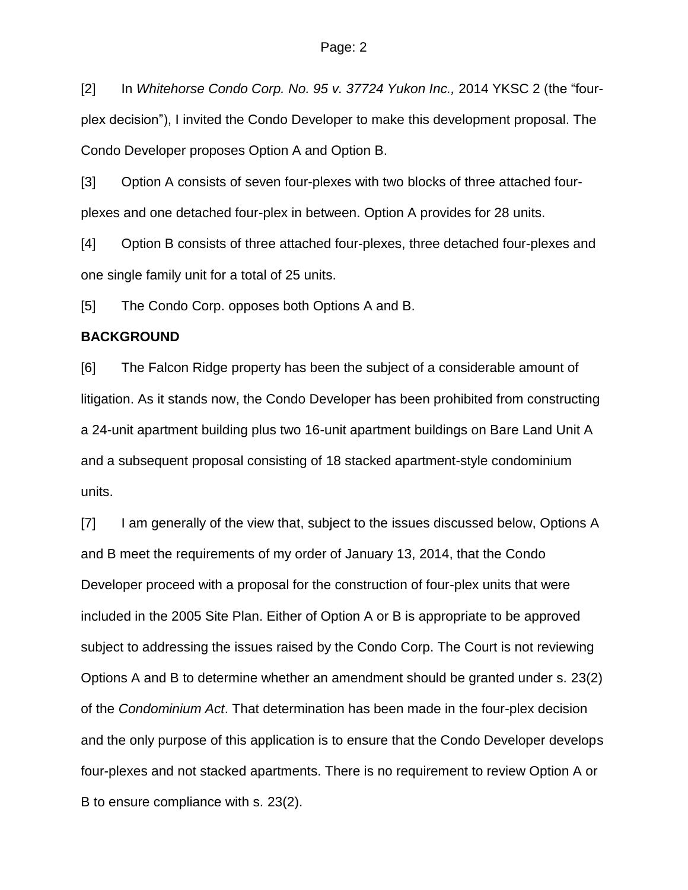[2] In *Whitehorse Condo Corp. No. 95 v. 37724 Yukon Inc.,* 2014 YKSC 2 (the "four-plex decision"), I invited the Condo Developer to make this development proposal. The Condo Developer proposes Option A and Option B.

[3] Option A consists of seven four-plexes with two blocks of three attached four-plexes and one detached four-plex in between. Option A provides for 28 units.

[4] Option B consists of three attached four-plexes, three detached four-plexes and one single family unit for a total of 25 units.

[5] The Condo Corp. opposes both Options A and B.

**BACKGROUND**

[6] The Falcon Ridge property has been the subject of a considerable amount of litigation. As it stands now, the Condo Developer has been prohibited from constructing a 24-unit apartment building plus two 16-unit apartment buildings on Bare Land Unit A and a subsequent proposal consisting of 18 stacked apartment-style condominium units.

[7] I am generally of the view that, subject to the issues discussed below, Options A and B meet the requirements of my order of January 13, 2014, that the Condo Developer proceed with a proposal for the construction of four-plex units that were included in the 2005 Site Plan. Either of Option A or B is appropriate to be approved subject to addressing the issues raised by the Condo Corp. The Court is not reviewing Options A and B to determine whether an amendment should be granted under s. 23(2) of the *Condominium Act*. That determination has been made in the four-plex decision and the only purpose of this application is to ensure that the Condo Developer develops four-plexes and not stacked apartments. There is no requirement to review Option A or B to ensure compliance with s. 23(2).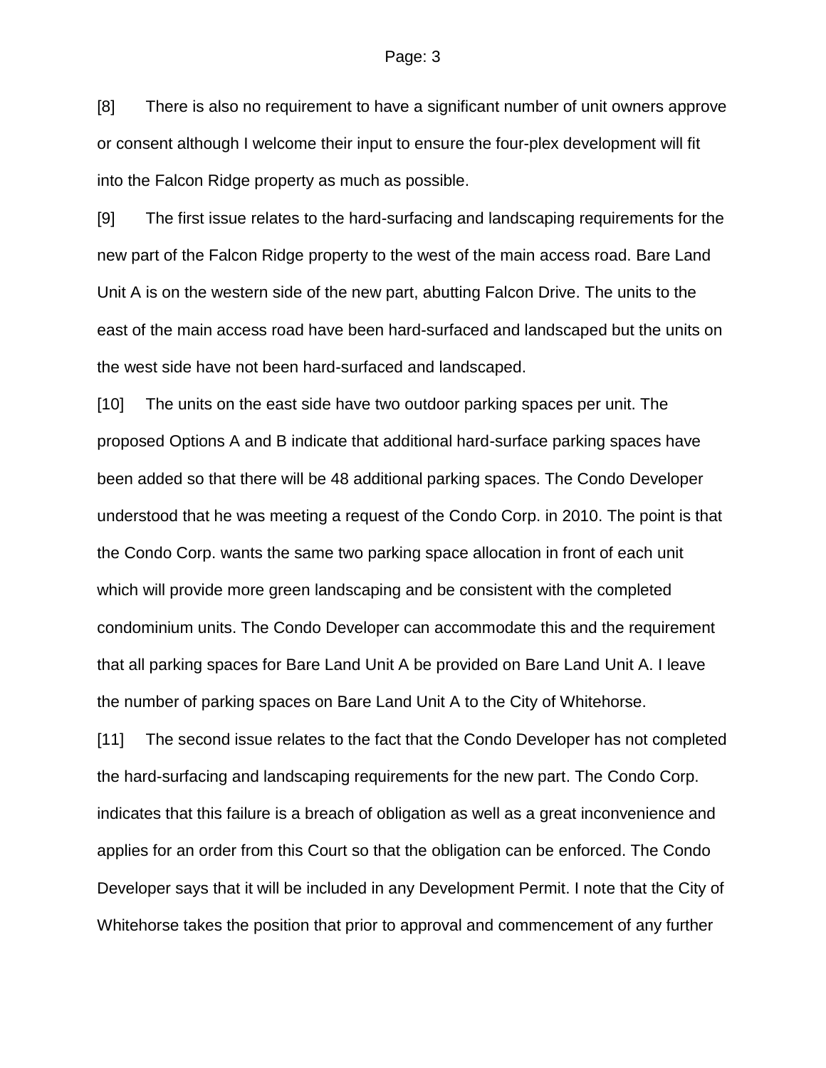[8] There is also no requirement to have a significant number of unit owners approve or consent although I welcome their input to ensure the four-plex development will fit into the Falcon Ridge property as much as possible.

[9] The first issue relates to the hard-surfacing and landscaping requirements for the new part of the Falcon Ridge property to the west of the main access road. Bare Land Unit A is on the western side of the new part, abutting Falcon Drive. The units to the east of the main access road have been hard-surfaced and landscaped but the units on the west side have not been hard-surfaced and landscaped.

[10] The units on the east side have two outdoor parking spaces per unit. The proposed Options A and B indicate that additional hard-surface parking spaces have been added so that there will be 48 additional parking spaces. The Condo Developer understood that he was meeting a request of the Condo Corp. in 2010. The point is that the Condo Corp. wants the same two parking space allocation in front of each unit which will provide more green landscaping and be consistent with the completed condominium units. The Condo Developer can accommodate this and the requirement that all parking spaces for Bare Land Unit A be provided on Bare Land Unit A. I leave the number of parking spaces on Bare Land Unit A to the City of Whitehorse.

[11] The second issue relates to the fact that the Condo Developer has not completed the hard-surfacing and landscaping requirements for the new part. The Condo Corp. indicates that this failure is a breach of obligation as well as a great inconvenience and applies for an order from this Court so that the obligation can be enforced. The Condo Developer says that it will be included in any Development Permit. I note that the City of Whitehorse takes the position that prior to approval and commencement of any further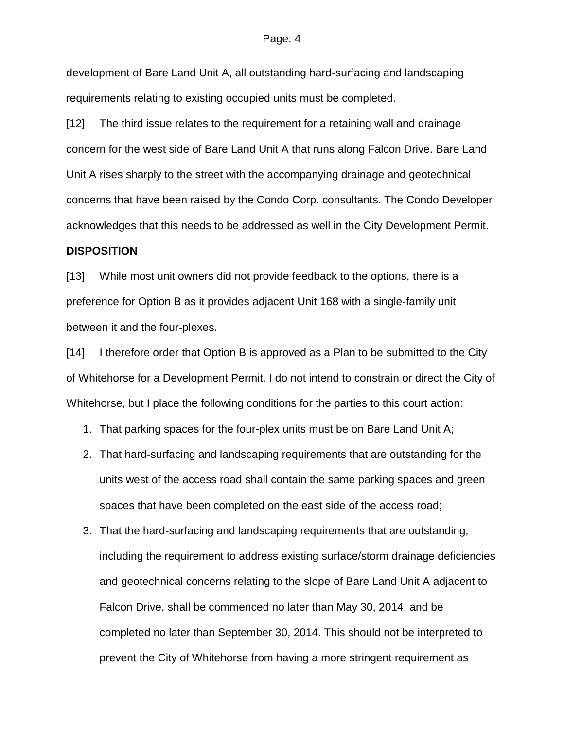development of Bare Land Unit A, all outstanding hard-surfacing and landscaping requirements relating to existing occupied units must be completed.

[12] The third issue relates to the requirement for a retaining wall and drainage concern for the west side of Bare Land Unit A that runs along Falcon Drive. Bare Land Unit A rises sharply to the street with the accompanying drainage and geotechnical concerns that have been raised by the Condo Corp. consultants. The Condo Developer acknowledges that this needs to be addressed as well in the City Development Permit.

**DISPOSITION**

[13] While most unit owners did not provide feedback to the options, there is a preference for Option B as it provides adjacent Unit 168 with a single-family unit between it and the four-plexes.

[14] I therefore order that Option B is approved as a Plan to be submitted to the City of Whitehorse for a Development Permit. I do not intend to constrain or direct the City of Whitehorse, but I place the following conditions for the parties to this court action:

1. That parking spaces for the four-plex units must be on Bare Land Unit A;
2. That hard-surfacing and landscaping requirements that are outstanding for the units west of the access road shall contain the same parking spaces and green spaces that have been completed on the east side of the access road;
3. That the hard-surfacing and landscaping requirements that are outstanding, including the requirement to address existing surface/storm drainage deficiencies and geotechnical concerns relating to the slope of Bare Land Unit A adjacent to Falcon Drive, shall be commenced no later than May 30, 2014, and be completed no later than September 30, 2014. This should not be interpreted to prevent the City of Whitehorse from having a more stringent requirement as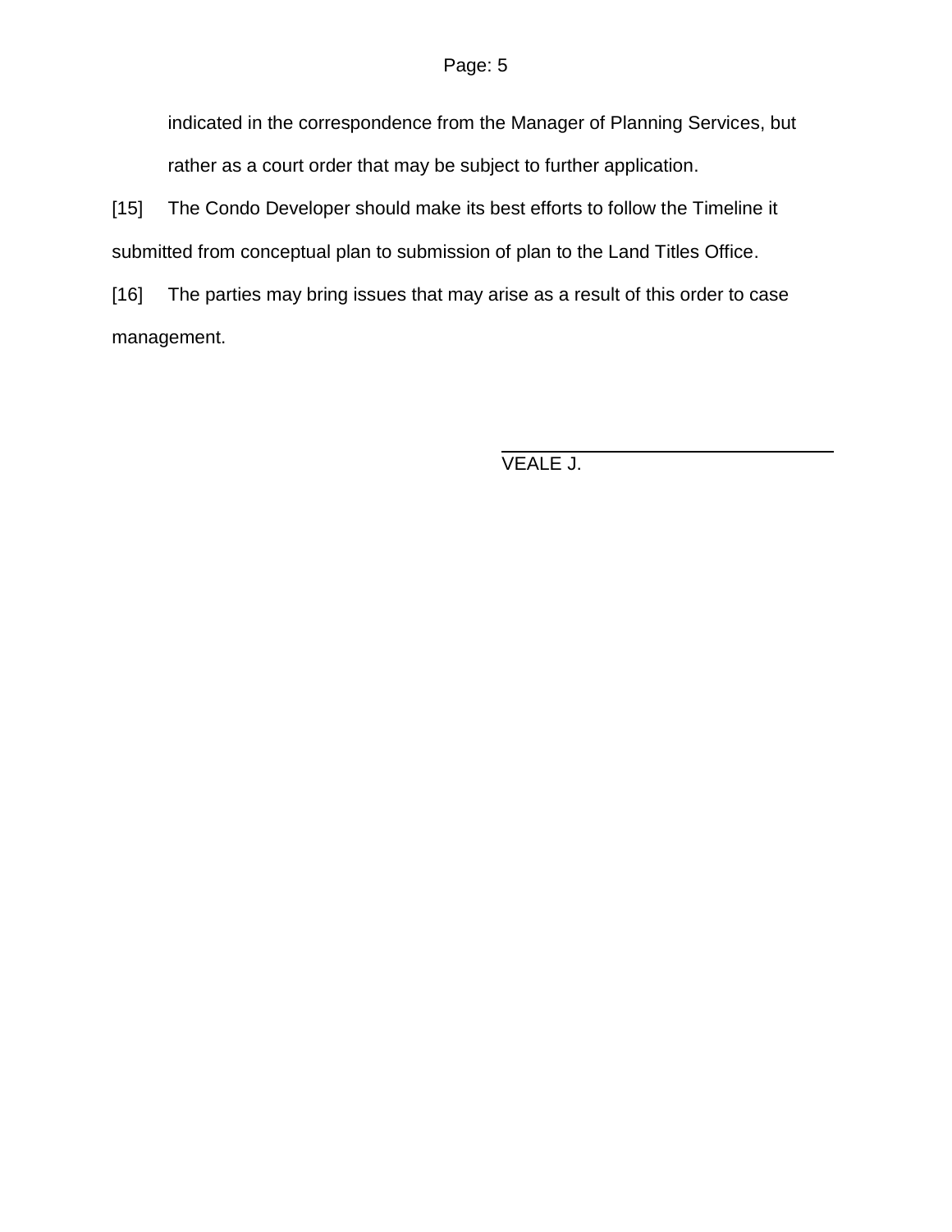indicated in the correspondence from the Manager of Planning Services, but rather as a court order that may be subject to further application.

[15] The Condo Developer should make its best efforts to follow the Timeline it submitted from conceptual plan to submission of plan to the Land Titles Office.

[16] The parties may bring issues that may arise as a result of this order to case management.

VEALE J.